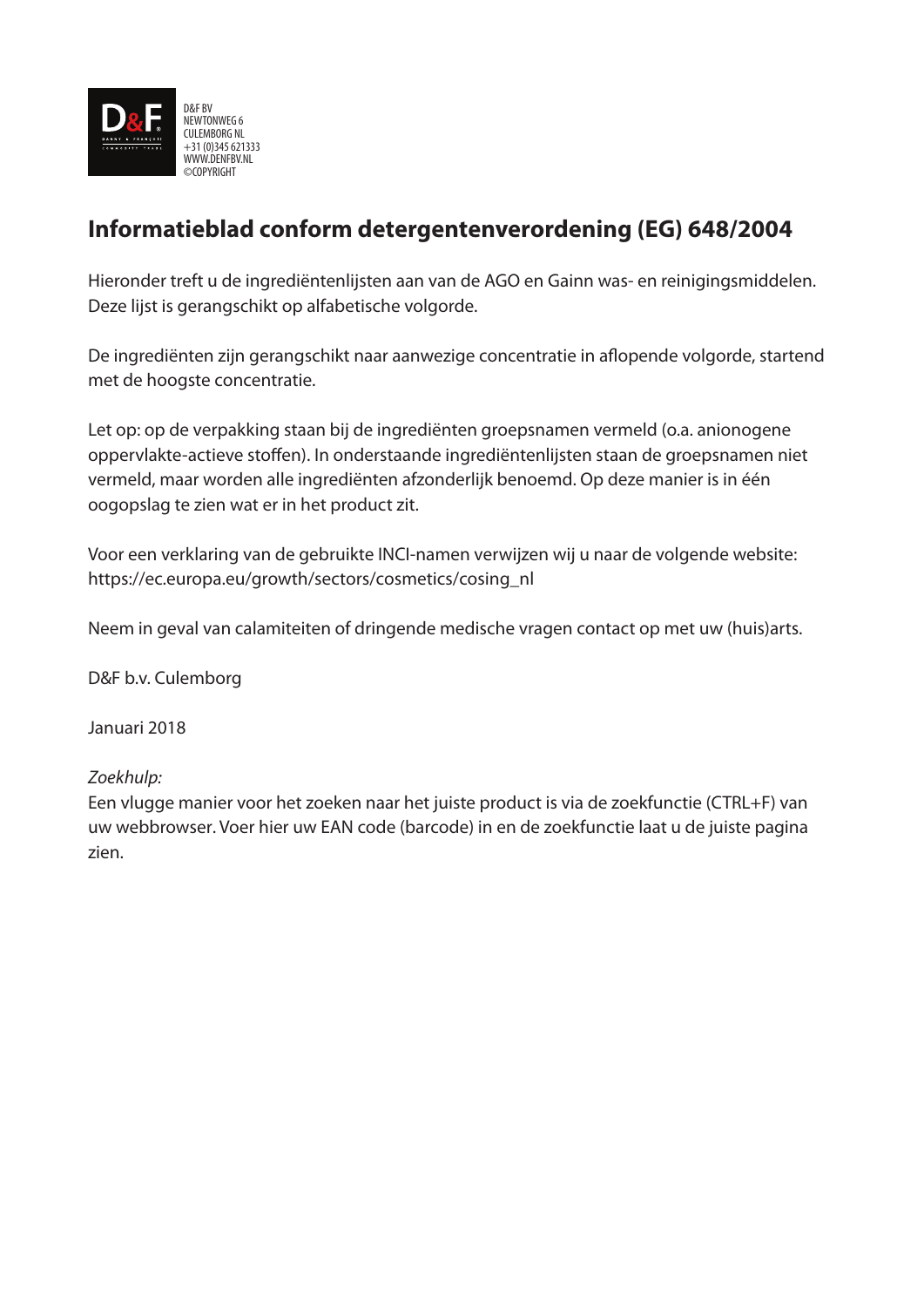D&F BV
NEWTONWEG 6
CULEMBORG NL
+31 (0)345 621333
WWW.DENFBV.NL
©COPYRIGHT

# Informatieblad conform detergentenverordening (EG) 648/2004

Hieronder treft u de ingrediëntenlijsten aan van de AGO en Gainn was- en reinigingsmiddelen. Deze lijst is gerangschikt op alfabetische volgorde.

De ingrediënten zijn gerangschikt naar aanwezige concentratie in aflopende volgorde, startend met de hoogste concentratie.

Let op: op de verpakking staan bij de ingrediënten groepsnamen vermeld (o.a. anionogene oppervlakte-actieve stoffen). In onderstaande ingrediëntenlijsten staan de groepsnamen niet vermeld, maar worden alle ingrediënten afzonderlijk benoemd. Op deze manier is in één oogopslag te zien wat er in het product zit.

Voor een verklaring van de gebruikte INCI-namen verwijzen wij u naar de volgende website: https://ec.europa.eu/growth/sectors/cosmetics/cosing_nl

Neem in geval van calamiteiten of dringende medische vragen contact op met uw (huis)arts.

D&F b.v. Culemborg

Januari 2018

*Zoekhulp:*
Een vlugge manier voor het zoeken naar het juiste product is via de zoekfunctie (CTRL+F) van uw webbrowser. Voer hier uw EAN code (barcode) in en de zoekfunctie laat u de juiste pagina zien.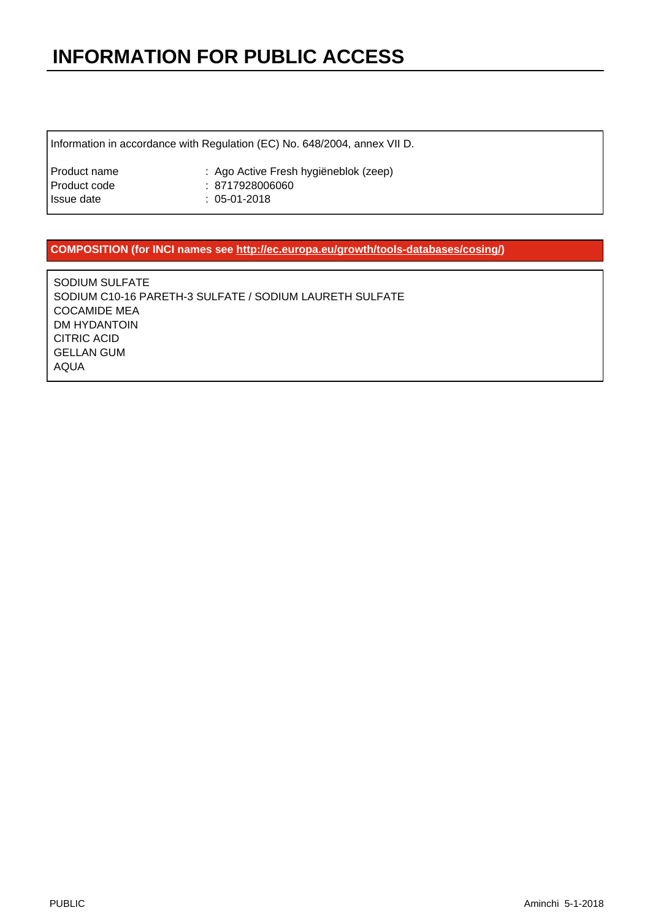# INFORMATION FOR PUBLIC ACCESS

Information in accordance with Regulation (EC) No. 648/2004, annex VII D.

| | |
|---|---|
| Product name | : Ago Active Fresh hygiëneblok (zeep) |
| Product code | : 8717928006060 |
| Issue date | : 05-01-2018 |

**COMPOSITION (for INCI names see [http://ec.europa.eu/growth/tools-databases/cosing/](http://ec.europa.eu/growth/tools-databases/cosing/))**

SODIUM SULFATE
SODIUM C10-16 PARETH-3 SULFATE / SODIUM LAURETH SULFATE
COCAMIDE MEA
DM HYDANTOIN
CITRIC ACID
GELLAN GUM
AQUA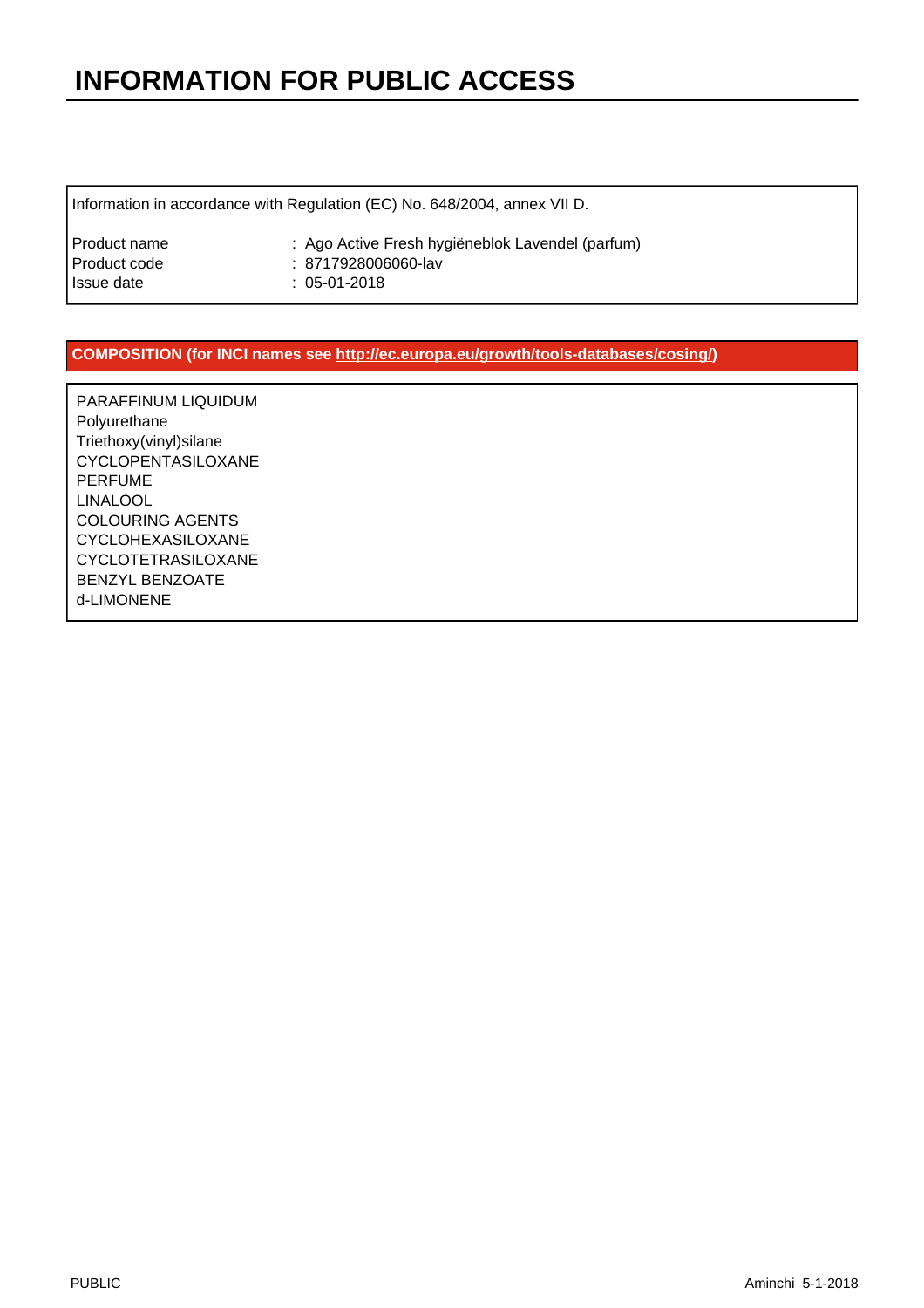# INFORMATION FOR PUBLIC ACCESS

Information in accordance with Regulation (EC) No. 648/2004, annex VII D.

| | |
|---|---|
| Product name | : Ago Active Fresh hygiëneblok Lavendel (parfum) |
| Product code | : 8717928006060-lav |
| Issue date | : 05-01-2018 |

**COMPOSITION (for INCI names see http://ec.europa.eu/growth/tools-databases/cosing/)**

PARAFFINUM LIQUIDUM
Polyurethane
Triethoxy(vinyl)silane
CYCLOPENTASILOXANE
PERFUME
LINALOOL
COLOURING AGENTS
CYCLOHEXASILOXANE
CYCLOTETRASILOXANE
BENZYL BENZOATE
d-LIMONENE

PUBLIC

Aminchi 5-1-2018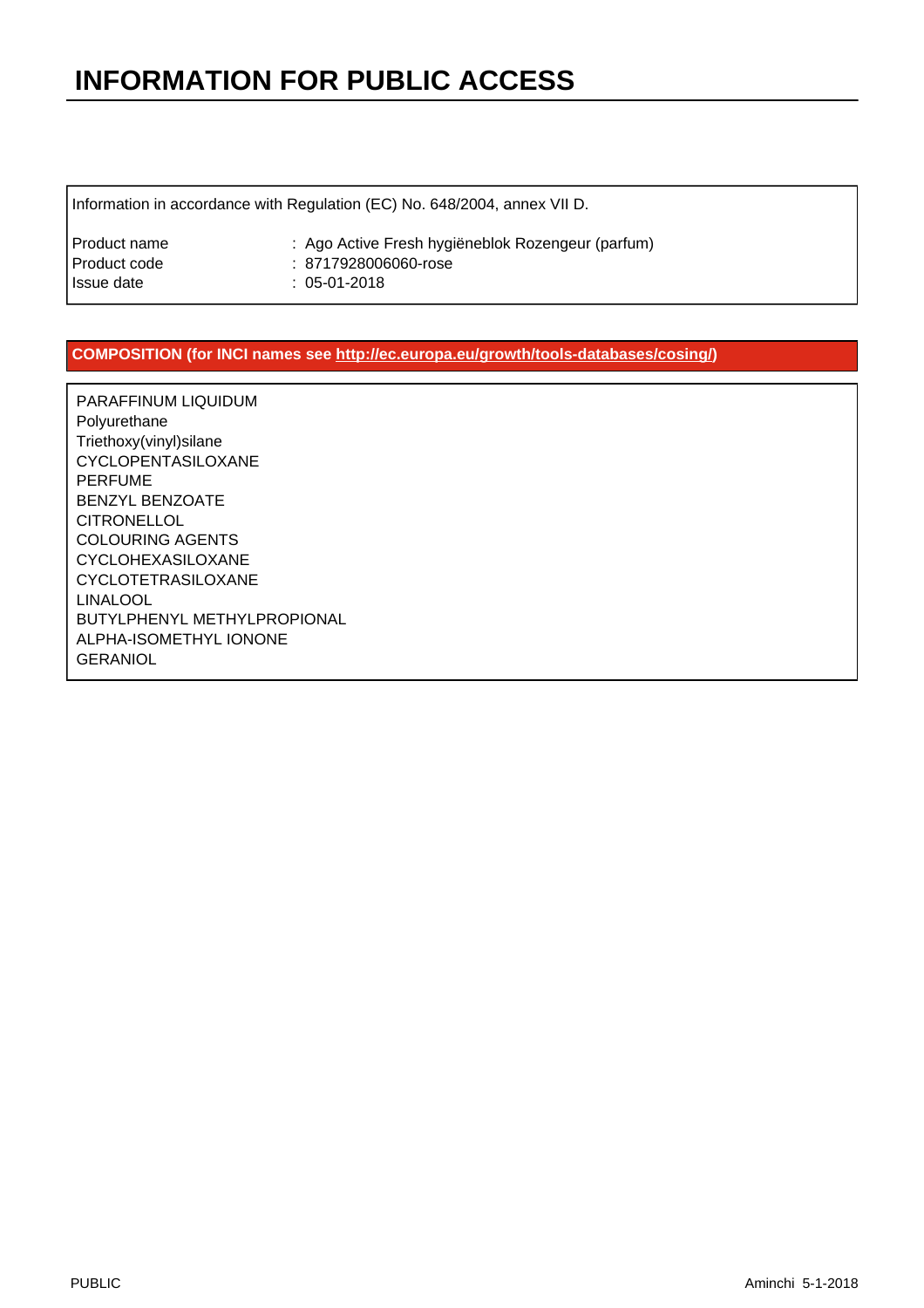# INFORMATION FOR PUBLIC ACCESS

Information in accordance with Regulation (EC) No. 648/2004, annex VII D.

| | |
|---|---|
| Product name | : Ago Active Fresh hygiëneblok Rozengeur (parfum) |
| Product code | : 8717928006060-rose |
| Issue date | : 05-01-2018 |

**COMPOSITION (for INCI names see http://ec.europa.eu/growth/tools-databases/cosing/)**

PARAFFINUM LIQUIDUM
Polyurethane
Triethoxy(vinyl)silane
CYCLOPENTASILOXANE
PERFUME
BENZYL BENZOATE
CITRONELLOL
COLOURING AGENTS
CYCLOHEXASILOXANE
CYCLOTETRASILOXANE
LINALOOL
BUTYLPHENYL METHYLPROPIONAL
ALPHA-ISOMETHYL IONONE
GERANIOL

PUBLIC Aminchi 5-1-2018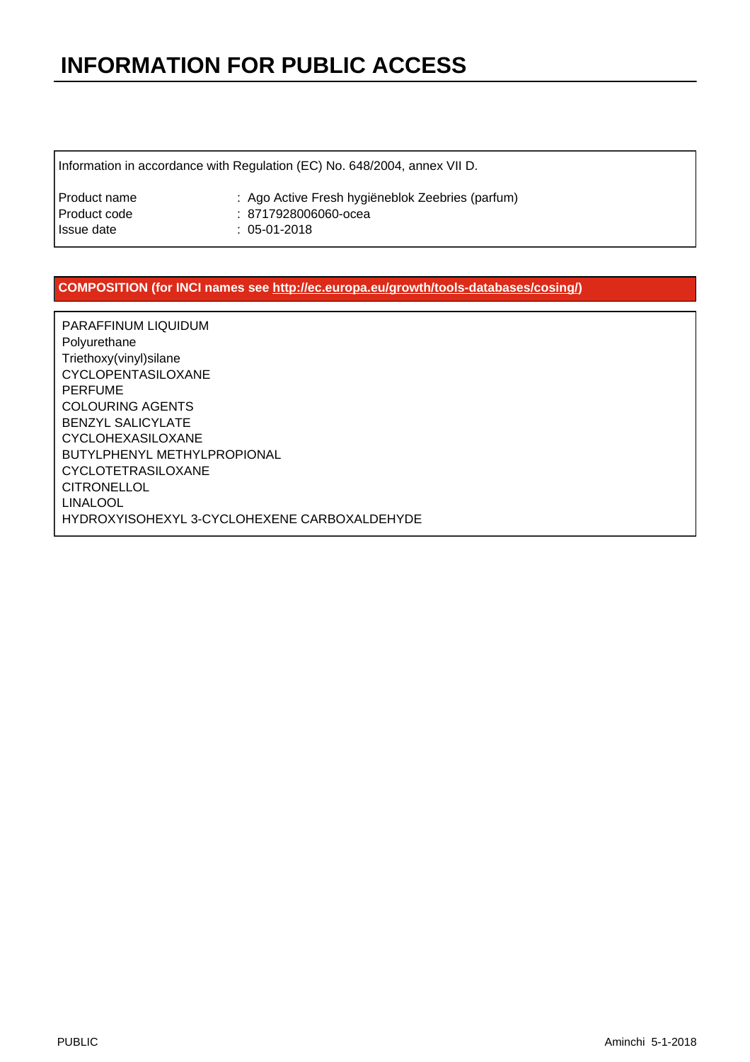# INFORMATION FOR PUBLIC ACCESS

Information in accordance with Regulation (EC) No. 648/2004, annex VII D.

| | |
|---|---|
| Product name | : Ago Active Fresh hygiëneblok Zeebries (parfum) |
| Product code | : 8717928006060-ocea |
| Issue date | : 05-01-2018 |

**COMPOSITION (for INCI names see http://ec.europa.eu/growth/tools-databases/cosing/)**

PARAFFINUM LIQUIDUM
Polyurethane
Triethoxy(vinyl)silane
CYCLOPENTASILOXANE
PERFUME
COLOURING AGENTS
BENZYL SALICYLATE
CYCLOHEXASILOXANE
BUTYLPHENYL METHYLPROPIONAL
CYCLOTETRASILOXANE
CITRONELLOL
LINALOOL
HYDROXYISOHEXYL 3-CYCLOHEXENE CARBOXALDEHYDE

PUBLIC

Aminchi 5-1-2018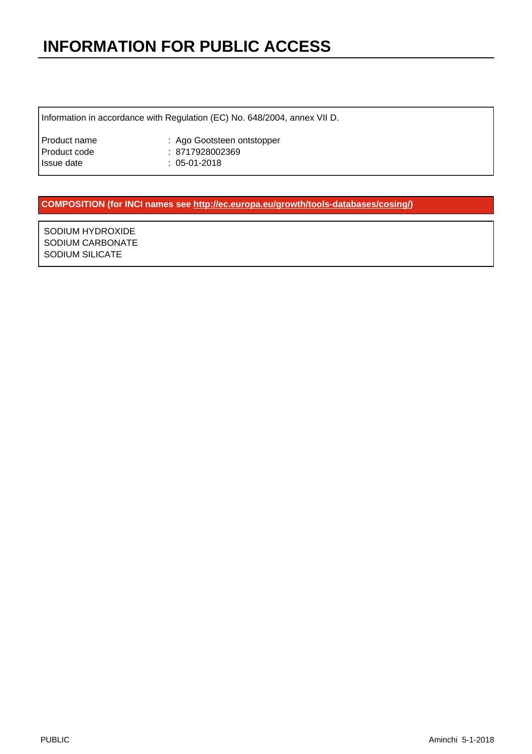# INFORMATION FOR PUBLIC ACCESS

Information in accordance with Regulation (EC) No. 648/2004, annex VII D.

| | |
|---|---|
| Product name | : Ago Gootsteen ontstopper |
| Product code | : 8717928002369 |
| Issue date | : 05-01-2018 |

**COMPOSITION (for INCI names see http://ec.europa.eu/growth/tools-databases/cosing/)**

SODIUM HYDROXIDE
SODIUM CARBONATE
SODIUM SILICATE

PUBLIC

Aminchi 5-1-2018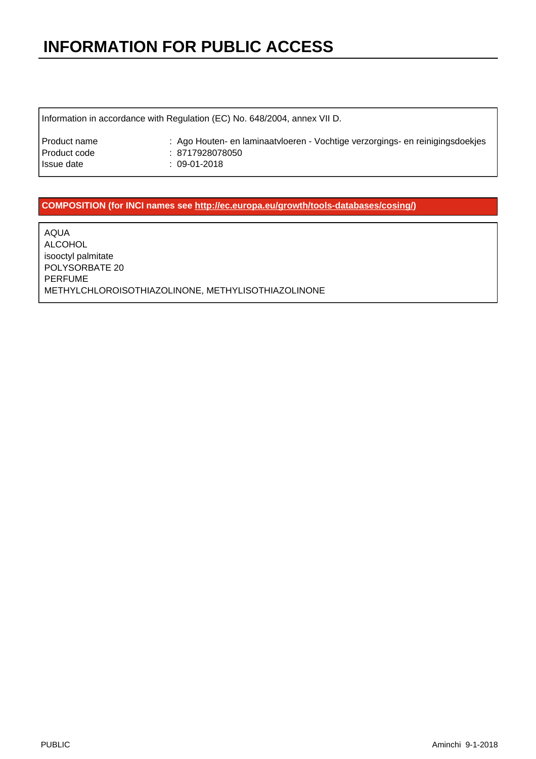# INFORMATION FOR PUBLIC ACCESS

Information in accordance with Regulation (EC) No. 648/2004, annex VII D.

| | |
|---|---|
| Product name | : Ago Houten- en laminaatvloeren - Vochtige verzorgings- en reinigingsdoekjes |
| Product code | : 8717928078050 |
| Issue date | : 09-01-2018 |

**COMPOSITION (for INCI names see http://ec.europa.eu/growth/tools-databases/cosing/)**

AQUA
ALCOHOL
isooctyl palmitate
POLYSORBATE 20
PERFUME
METHYLCHLOROISOTHIAZOLINONE, METHYLISOTHIAZOLINONE

PUBLIC Aminchi 9-1-2018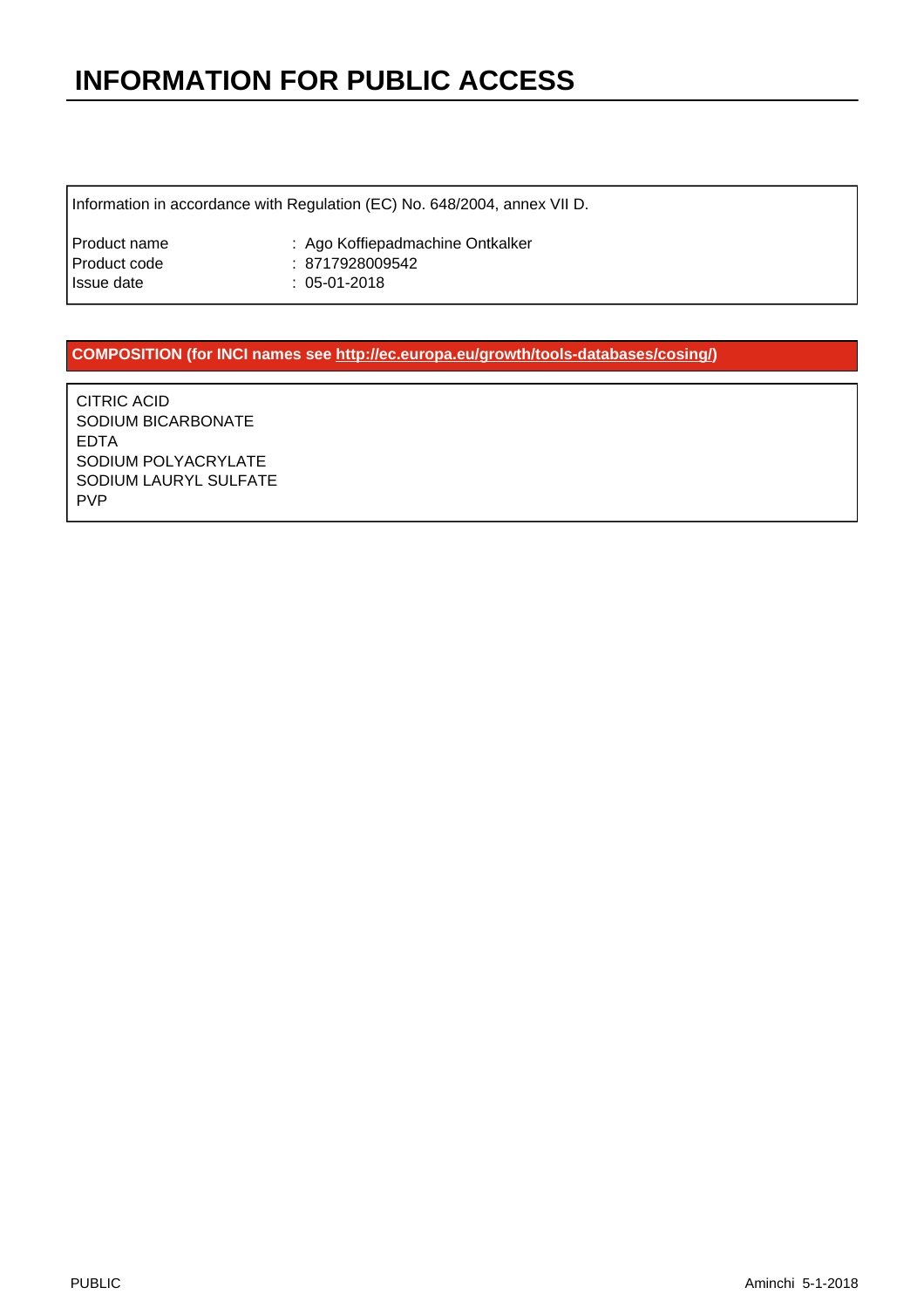# INFORMATION FOR PUBLIC ACCESS

Information in accordance with Regulation (EC) No. 648/2004, annex VII D.

| | |
|---|---|
| Product name | : Ago Koffiepadmachine Ontkalker |
| Product code | : 8717928009542 |
| Issue date | : 05-01-2018 |

**COMPOSITION (for INCI names see http://ec.europa.eu/growth/tools-databases/cosing/)**

CITRIC ACID
SODIUM BICARBONATE
EDTA
SODIUM POLYACRYLATE
SODIUM LAURYL SULFATE
PVP

PUBLIC

Aminchi 5-1-2018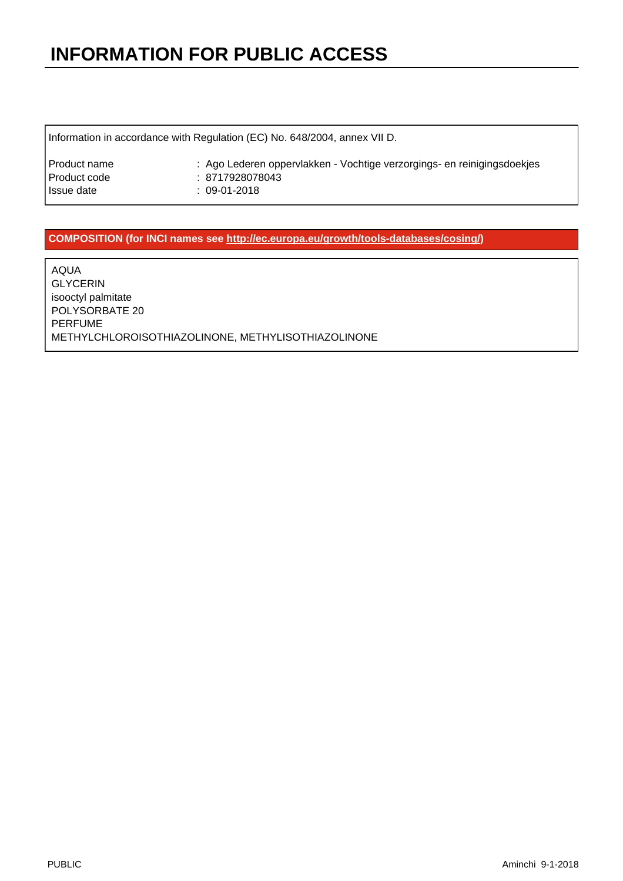# INFORMATION FOR PUBLIC ACCESS

Information in accordance with Regulation (EC) No. 648/2004, annex VII D.

| | |
|---|---|
| Product name | : Ago Lederen oppervlakken - Vochtige verzorgings- en reinigingsdoekjes |
| Product code | : 8717928078043 |
| Issue date | : 09-01-2018 |

**COMPOSITION (for INCI names see http://ec.europa.eu/growth/tools-databases/cosing/)**

AQUA
GLYCERIN
isooctyl palmitate
POLYSORBATE 20
PERFUME
METHYLCHLOROISOTHIAZOLINONE, METHYLISOTHIAZOLINONE

PUBLIC

Aminchi 9-1-2018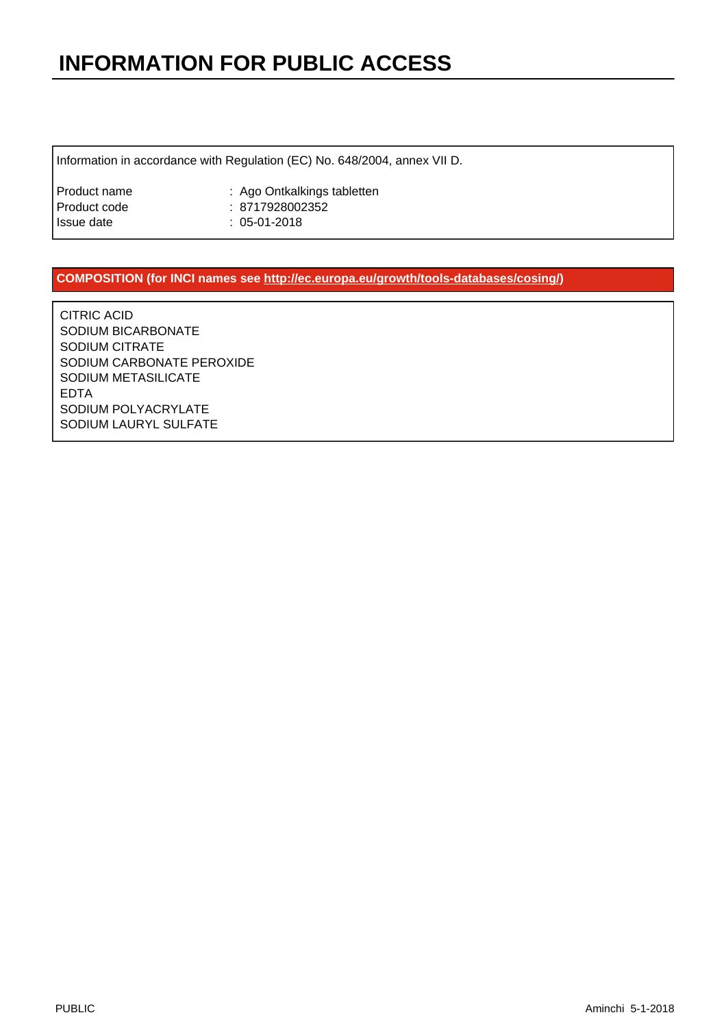# INFORMATION FOR PUBLIC ACCESS

Information in accordance with Regulation (EC) No. 648/2004, annex VII D.

| | |
|---|---|
| Product name | : Ago Ontkalkings tabletten |
| Product code | : 8717928002352 |
| Issue date | : 05-01-2018 |

**COMPOSITION (for INCI names see http://ec.europa.eu/growth/tools-databases/cosing/)**

CITRIC ACID
SODIUM BICARBONATE
SODIUM CITRATE
SODIUM CARBONATE PEROXIDE
SODIUM METASILICATE
EDTA
SODIUM POLYACRYLATE
SODIUM LAURYL SULFATE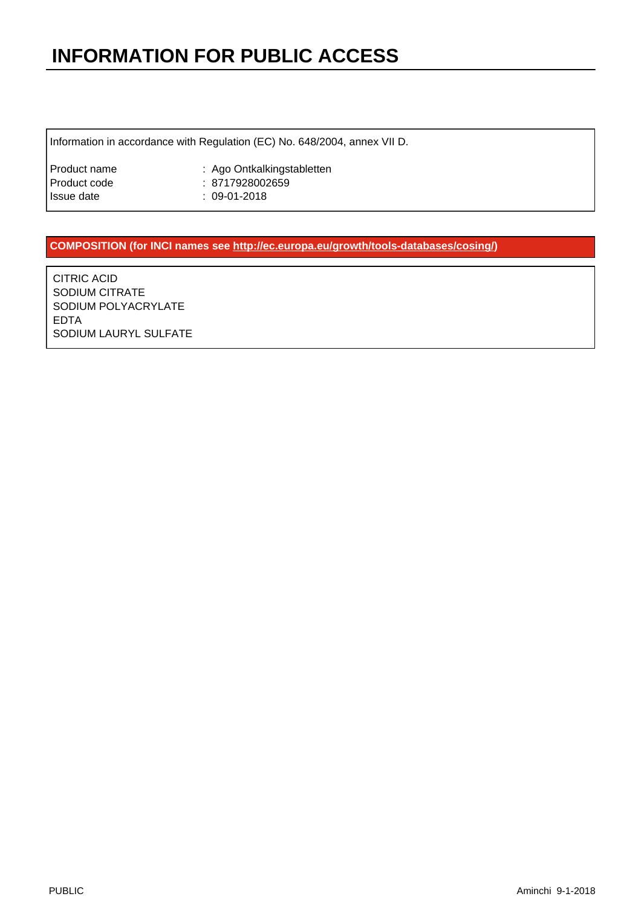# INFORMATION FOR PUBLIC ACCESS

Information in accordance with Regulation (EC) No. 648/2004, annex VII D.

| | |
|---|---|
| Product name | : Ago Ontkalkingstabletten |
| Product code | : 8717928002659 |
| Issue date | : 09-01-2018 |

**COMPOSITION (for INCI names see http://ec.europa.eu/growth/tools-databases/cosing/)**

CITRIC ACID
SODIUM CITRATE
SODIUM POLYACRYLATE
EDTA
SODIUM LAURYL SULFATE

PUBLIC

Aminchi 9-1-2018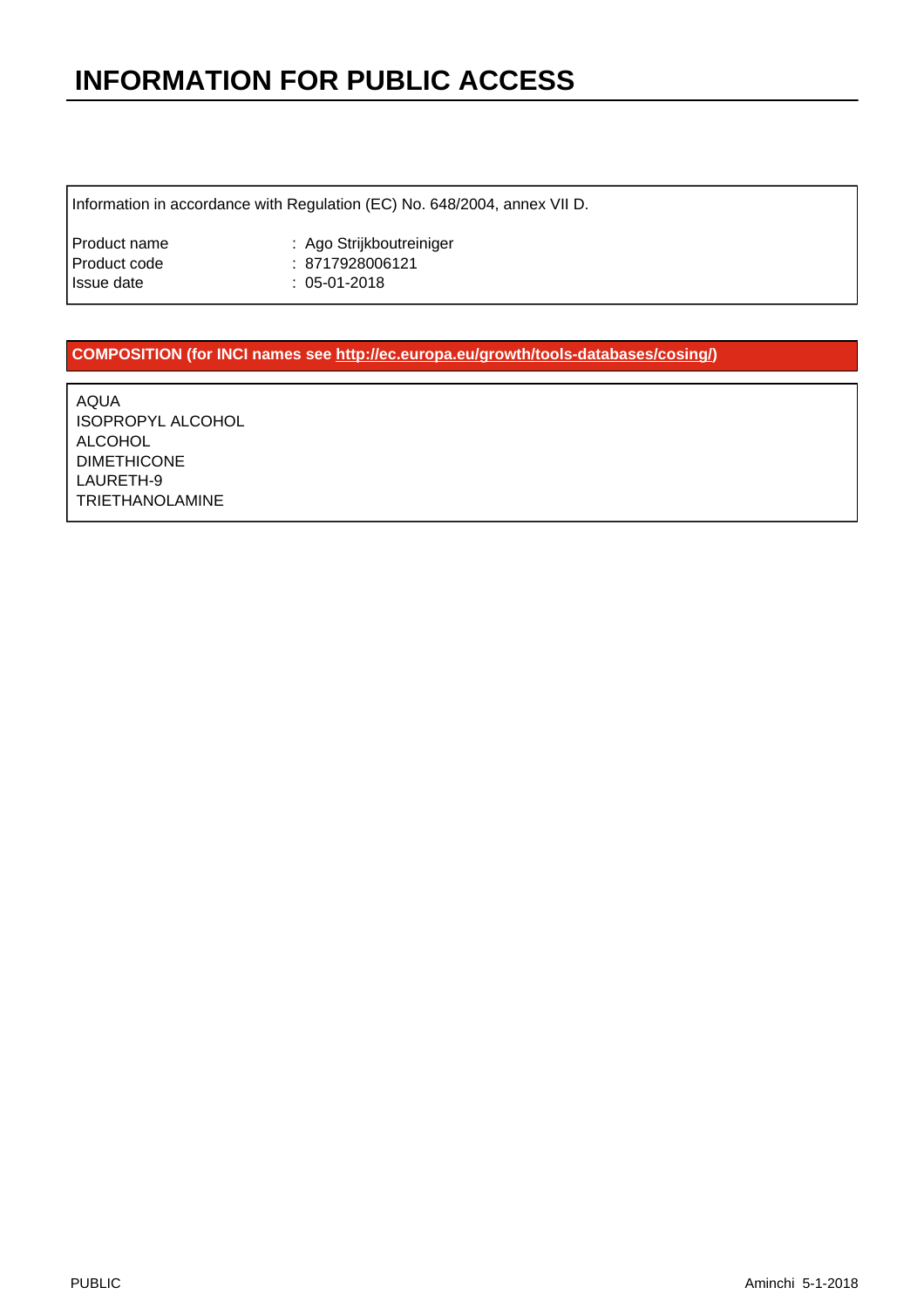# INFORMATION FOR PUBLIC ACCESS

Information in accordance with Regulation (EC) No. 648/2004, annex VII D.

| | |
|---|---|
| Product name | : Ago Strijkboutreiniger |
| Product code | : 8717928006121 |
| Issue date | : 05-01-2018 |

## COMPOSITION (for INCI names see http://ec.europa.eu/growth/tools-databases/cosing/)

AQUA
ISOPROPYL ALCOHOL
ALCOHOL
DIMETHICONE
LAURETH-9
TRIETHANOLAMINE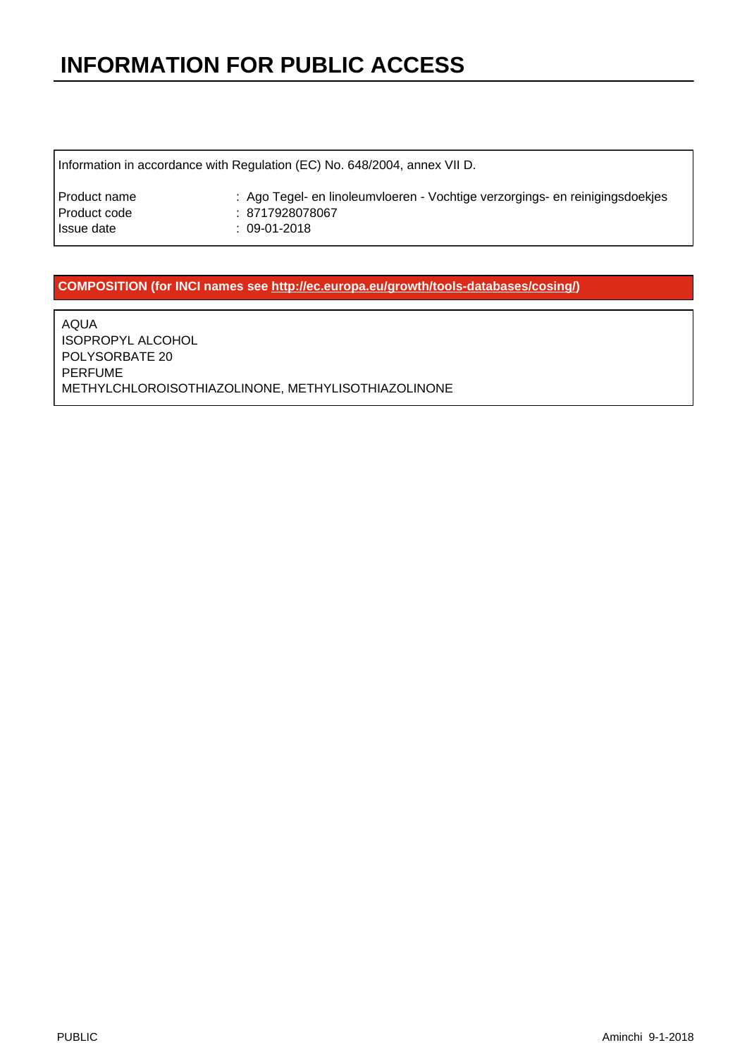# INFORMATION FOR PUBLIC ACCESS

Information in accordance with Regulation (EC) No. 648/2004, annex VII D.

| | |
|---|---|
| Product name | : Ago Tegel- en linoleumvloeren - Vochtige verzorgings- en reinigingsdoekjes |
| Product code | : 8717928078067 |
| Issue date | : 09-01-2018 |

**COMPOSITION (for INCI names see http://ec.europa.eu/growth/tools-databases/cosing/)**

AQUA
ISOPROPYL ALCOHOL
POLYSORBATE 20
PERFUME
METHYLCHLOROISOTHIAZOLINONE, METHYLISOTHIAZOLINONE

PUBLIC

Aminchi 9-1-2018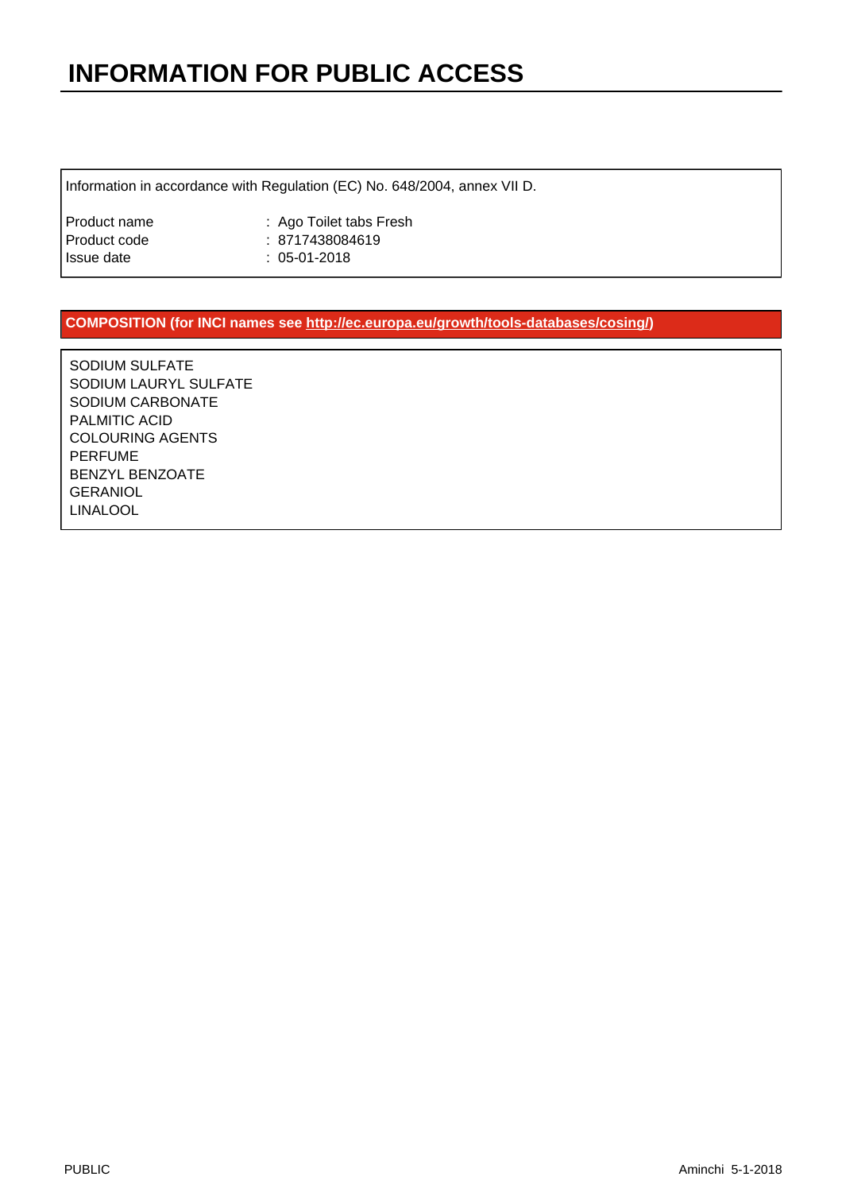# INFORMATION FOR PUBLIC ACCESS

Information in accordance with Regulation (EC) No. 648/2004, annex VII D.

| | |
|---|---|
| Product name | : Ago Toilet tabs Fresh |
| Product code | : 8717438084619 |
| Issue date | : 05-01-2018 |

**COMPOSITION (for INCI names see http://ec.europa.eu/growth/tools-databases/cosing/)**

SODIUM SULFATE
SODIUM LAURYL SULFATE
SODIUM CARBONATE
PALMITIC ACID
COLOURING AGENTS
PERFUME
BENZYL BENZOATE
GERANIOL
LINALOOL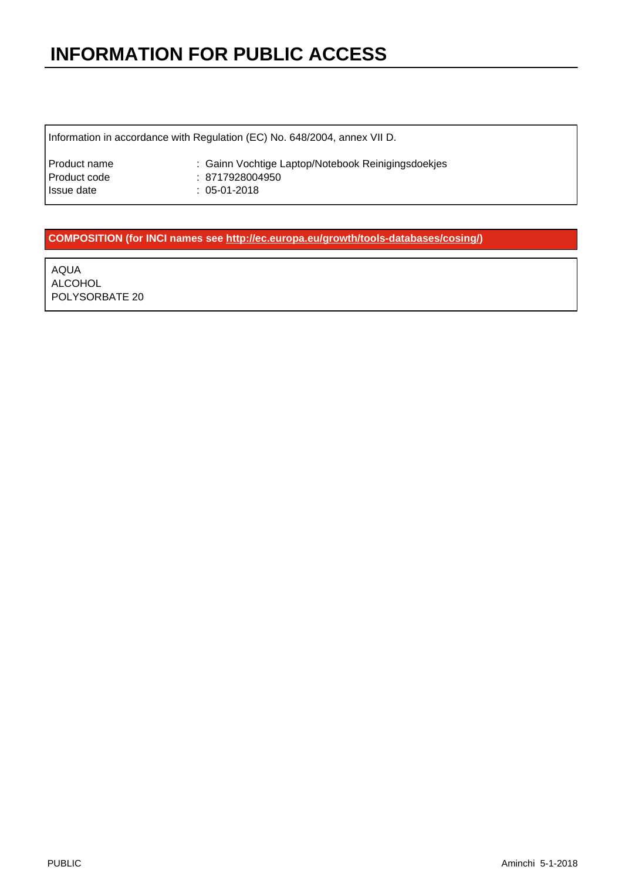# INFORMATION FOR PUBLIC ACCESS

Information in accordance with Regulation (EC) No. 648/2004, annex VII D.

| | | |
|---|---|---|
| Product name | : | Gainn Vochtige Laptop/Notebook Reinigingsdoekjes |
| Product code | : | 8717928004950 |
| Issue date | : | 05-01-2018 |

**COMPOSITION (for INCI names see http://ec.europa.eu/growth/tools-databases/cosing/)**

AQUA
ALCOHOL
POLYSORBATE 20

PUBLIC

Aminchi 5-1-2018